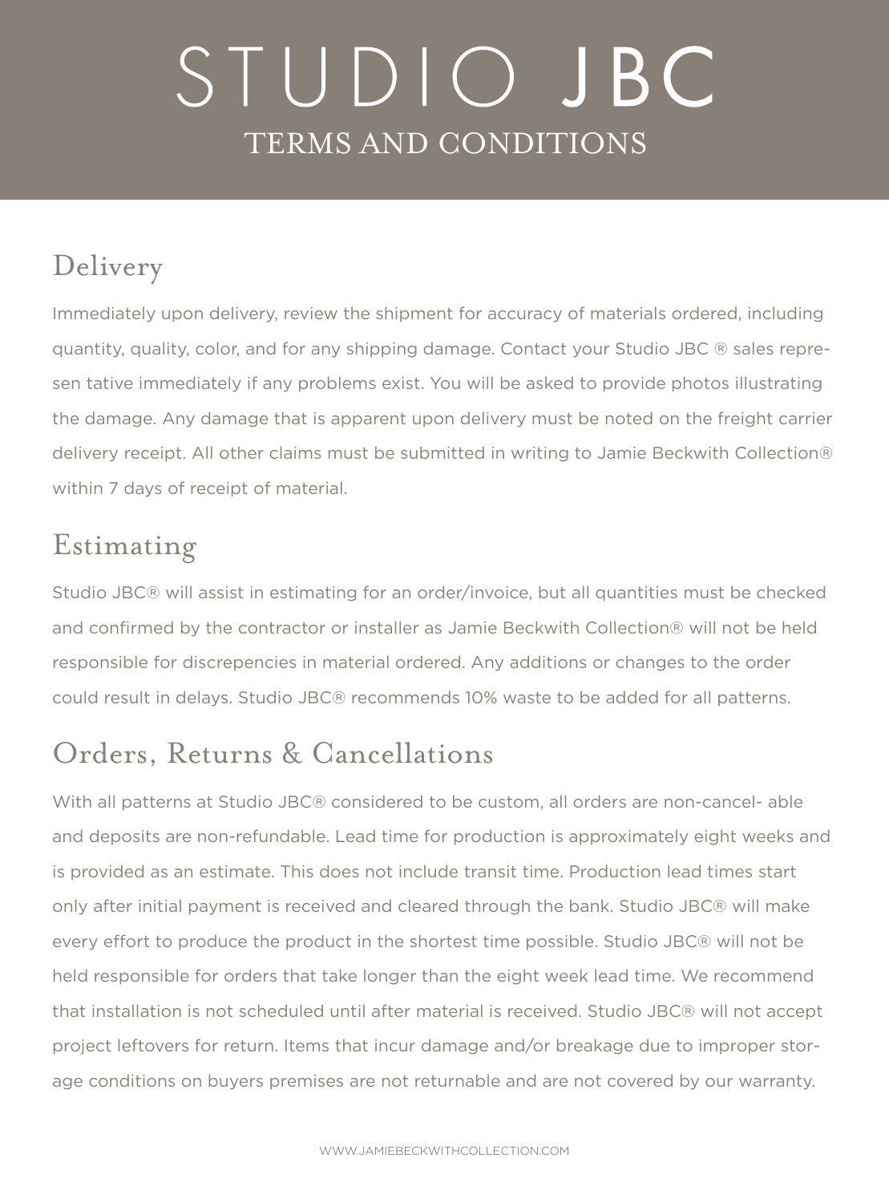# STUDIO JBC

## TERMS AND CONDITIONS

## Delivery

Immediately upon delivery, review the shipment for accuracy of materials ordered, including quantity, quality, color, and for any shipping damage. Contact your Studio JBC ® sales representative immediately if any problems exist. You will be asked to provide photos illustrating the damage. Any damage that is apparent upon delivery must be noted on the freight carrier delivery receipt. All other claims must be submitted in writing to Jamie Beckwith Collection® within 7 days of receipt of material.

## Estimating

Studio JBC® will assist in estimating for an order/invoice, but all quantities must be checked and confirmed by the contractor or installer as Jamie Beckwith Collection® will not be held responsible for discrepencies in material ordered. Any additions or changes to the order could result in delays. Studio JBC® recommends 10% waste to be added for all patterns.

## Orders, Returns & Cancellations

With all patterns at Studio JBC® considered to be custom, all orders are non-cancelable and deposits are non-refundable. Lead time for production is approximately eight weeks and is provided as an estimate. This does not include transit time. Production lead times start only after initial payment is received and cleared through the bank. Studio JBC® will make every effort to produce the product in the shortest time possible. Studio JBC® will not be held responsible for orders that take longer than the eight week lead time. We recommend that installation is not scheduled until after material is received. Studio JBC® will not accept project leftovers for return. Items that incur damage and/or breakage due to improper storage conditions on buyers premises are not returnable and are not covered by our warranty.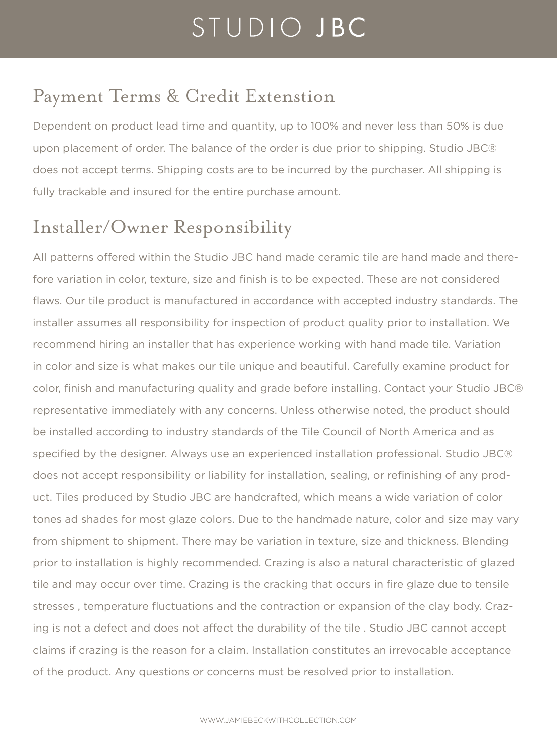# STUDIO JBC

## Payment Terms & Credit Extenstion

Dependent on product lead time and quantity, up to 100% and never less than 50% is due upon placement of order. The balance of the order is due prior to shipping. Studio JBC® does not accept terms. Shipping costs are to be incurred by the purchaser. All shipping is fully trackable and insured for the entire purchase amount.

## Installer/Owner Responsibility

All patterns offered within the Studio JBC hand made ceramic tile are hand made and therefore variation in color, texture, size and finish is to be expected. These are not considered flaws. Our tile product is manufactured in accordance with accepted industry standards. The installer assumes all responsibility for inspection of product quality prior to installation. We recommend hiring an installer that has experience working with hand made tile. Variation in color and size is what makes our tile unique and beautiful. Carefully examine product for color, finish and manufacturing quality and grade before installing. Contact your Studio JBC® representative immediately with any concerns. Unless otherwise noted, the product should be installed according to industry standards of the Tile Council of North America and as specified by the designer. Always use an experienced installation professional. Studio JBC® does not accept responsibility or liability for installation, sealing, or refinishing of any product. Tiles produced by Studio JBC are handcrafted, which means a wide variation of color tones ad shades for most glaze colors. Due to the handmade nature, color and size may vary from shipment to shipment. There may be variation in texture, size and thickness. Blending prior to installation is highly recommended. Crazing is also a natural characteristic of glazed tile and may occur over time. Crazing is the cracking that occurs in fire glaze due to tensile stresses , temperature fluctuations and the contraction or expansion of the clay body. Crazing is not a defect and does not affect the durability of the tile . Studio JBC cannot accept claims if crazing is the reason for a claim. Installation constitutes an irrevocable acceptance of the product. Any questions or concerns must be resolved prior to installation.

WWW.JAMIEBECKWITHCOLLECTION.COM